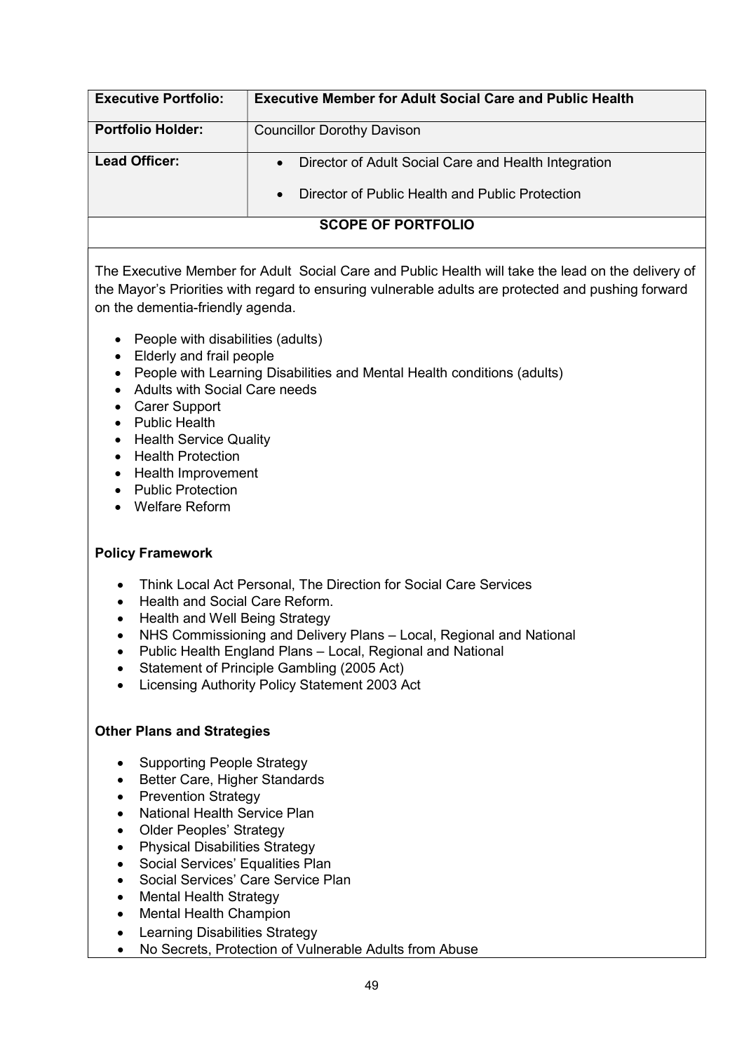| Executive Portfolio: | Executive Member for Adult Social Care and Public Health |
|---|---|
| **Portfolio Holder:** | Councillor Dorothy Davison |
| **Lead Officer:** | • Director of Adult Social Care and Health Integration<br>• Director of Public Health and Public Protection |

**SCOPE OF PORTFOLIO**

The Executive Member for Adult Social Care and Public Health will take the lead on the delivery of the Mayor's Priorities with regard to ensuring vulnerable adults are protected and pushing forward on the dementia-friendly agenda.

- People with disabilities (adults)
- Elderly and frail people
- People with Learning Disabilities and Mental Health conditions (adults)
- Adults with Social Care needs
- Carer Support
- Public Health
- Health Service Quality
- Health Protection
- Health Improvement
- Public Protection
- Welfare Reform

**Policy Framework**

- Think Local Act Personal, The Direction for Social Care Services
- Health and Social Care Reform.
- Health and Well Being Strategy
- NHS Commissioning and Delivery Plans – Local, Regional and National
- Public Health England Plans – Local, Regional and National
- Statement of Principle Gambling (2005 Act)
- Licensing Authority Policy Statement 2003 Act

**Other Plans and Strategies**

- Supporting People Strategy
- Better Care, Higher Standards
- Prevention Strategy
- National Health Service Plan
- Older Peoples' Strategy
- Physical Disabilities Strategy
- Social Services' Equalities Plan
- Social Services' Care Service Plan
- Mental Health Strategy
- Mental Health Champion
- Learning Disabilities Strategy
- No Secrets, Protection of Vulnerable Adults from Abuse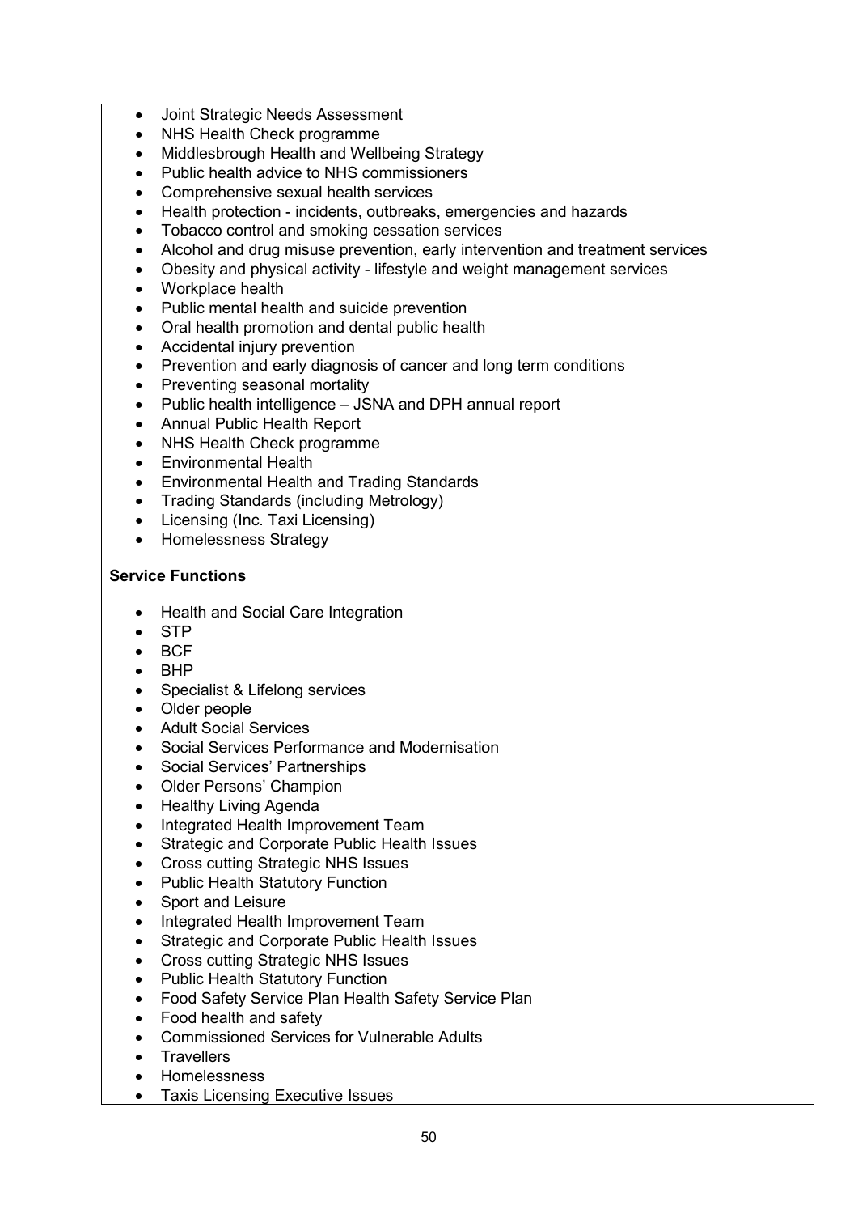- Joint Strategic Needs Assessment
- NHS Health Check programme
- Middlesbrough Health and Wellbeing Strategy
- Public health advice to NHS commissioners
- Comprehensive sexual health services
- Health protection - incidents, outbreaks, emergencies and hazards
- Tobacco control and smoking cessation services
- Alcohol and drug misuse prevention, early intervention and treatment services
- Obesity and physical activity - lifestyle and weight management services
- Workplace health
- Public mental health and suicide prevention
- Oral health promotion and dental public health
- Accidental injury prevention
- Prevention and early diagnosis of cancer and long term conditions
- Preventing seasonal mortality
- Public health intelligence – JSNA and DPH annual report
- Annual Public Health Report
- NHS Health Check programme
- Environmental Health
- Environmental Health and Trading Standards
- Trading Standards (including Metrology)
- Licensing (Inc. Taxi Licensing)
- Homelessness Strategy

**Service Functions**

- Health and Social Care Integration
- STP
- BCF
- BHP
- Specialist & Lifelong services
- Older people
- Adult Social Services
- Social Services Performance and Modernisation
- Social Services' Partnerships
- Older Persons' Champion
- Healthy Living Agenda
- Integrated Health Improvement Team
- Strategic and Corporate Public Health Issues
- Cross cutting Strategic NHS Issues
- Public Health Statutory Function
- Sport and Leisure
- Integrated Health Improvement Team
- Strategic and Corporate Public Health Issues
- Cross cutting Strategic NHS Issues
- Public Health Statutory Function
- Food Safety Service Plan Health Safety Service Plan
- Food health and safety
- Commissioned Services for Vulnerable Adults
- Travellers
- Homelessness
- Taxis Licensing Executive Issues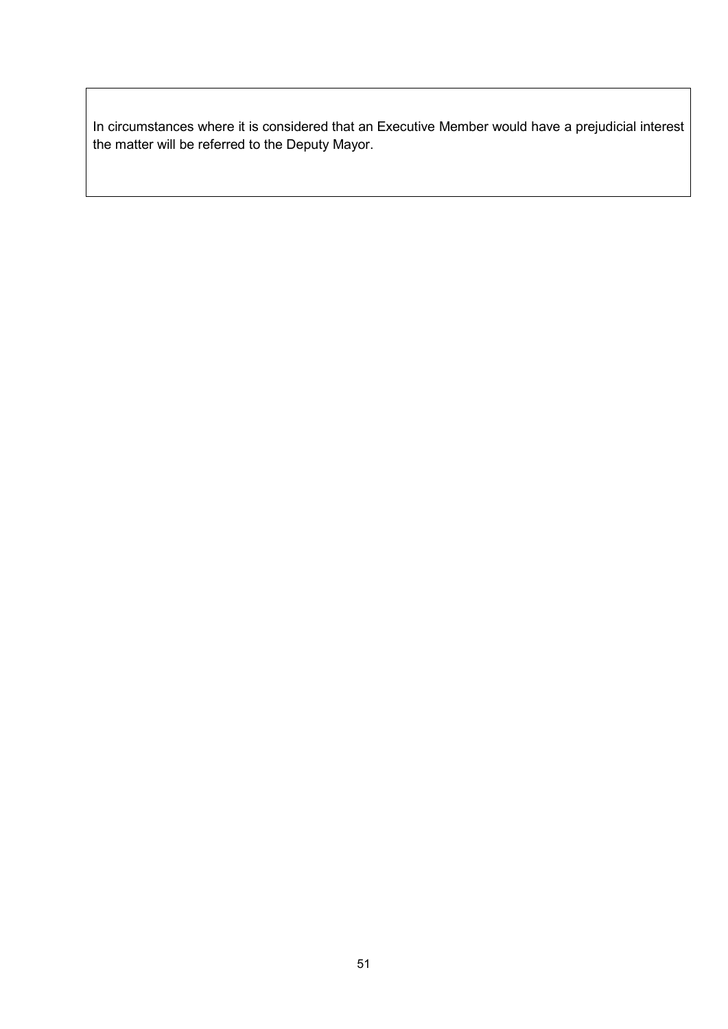In circumstances where it is considered that an Executive Member would have a prejudicial interest the matter will be referred to the Deputy Mayor.